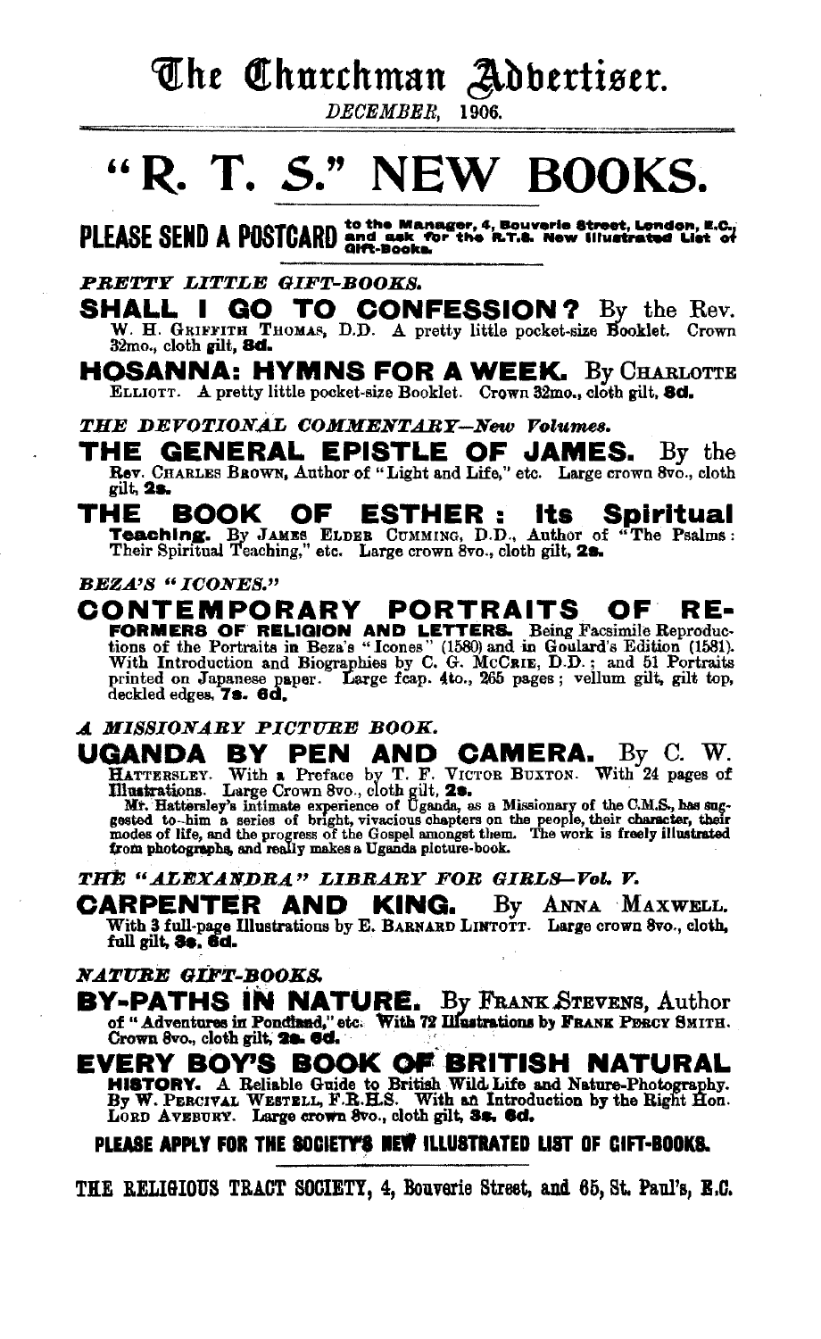# The Churchman Advertiser.

*DECEMBER, 1906.*

# "R. T. S." NEW BOOKS.

**PLEASE SEND A POSTCARD** to the Manager, 4, Bouverie Street, London, E.C., and ask for the R.T.S. New Illustrated List of Gift-Books.

*PRETTY LITTLE GIFT-BOOKS.*

**SHALL I GO TO CONFESSION?** By the Rev. W. H. GRIFFITH THOMAS, D.D. A pretty little pocket-size Booklet. Crown 32mo., cloth gilt, **8d.**

**HOSANNA: HYMNS FOR A WEEK.** By CHARLOTTE ELLIOTT. A pretty little pocket-size Booklet. Crown 32mo., cloth gilt, **8d.**

*THE DEVOTIONAL COMMENTARY—New Volumes.*

**THE GENERAL EPISTLE OF JAMES.** By the Rev. CHARLES BROWN, Author of "Light and Life," etc. Large crown 8vo., cloth gilt, **2s.**

**THE BOOK OF ESTHER: Its Spiritual Teaching.** By JAMES ELDER CUMMING, D.D., Author of "The Psalms: Their Spiritual Teaching," etc. Large crown 8vo., cloth gilt, **2s.**

*BEZA'S "ICONES."*

**CONTEMPORARY PORTRAITS OF REFORMERS OF RELIGION AND LETTERS.** Being Facsimile Reproductions of the Portraits in Beza's "Icones" (1580) and in Goulard's Edition (1581). With Introduction and Biographies by C. G. MCCRIE, D.D.; and 51 Portraits printed on Japanese paper. Large fcap. 4to., 265 pages; vellum gilt, gilt top, deckled edges, **7s. 6d.**

*A MISSIONARY PICTURE BOOK.*

**UGANDA BY PEN AND CAMERA.** By C. W. HATTERSLEY. With a Preface by T. F. VICTOR BUXTON. With 24 pages of Illustrations. Large Crown 8vo., cloth gilt, **2s.**

Mr. Hattersley's intimate experience of Uganda, as a Missionary of the C.M.S., has suggested to him a series of bright, vivacious chapters on the people, their character, their modes of life, and the progress of the Gospel amongst them. The work is freely illustrated from photographs, and really makes a Uganda picture-book.

*THE "ALEXANDRA" LIBRARY FOR GIRLS—Vol. V.*

**CARPENTER AND KING.** By ANNA MAXWELL. With 3 full-page Illustrations by E. BARNARD LINTOTT. Large crown 8vo., cloth, full gilt, **3s. 6d.**

*NATURE GIFT-BOOKS.*

**BY-PATHS IN NATURE.** By FRANK STEVENS, Author of "Adventures in Pondland," etc. With 72 Illustrations by FRANK PERCY SMITH. Crown 8vo., cloth gilt, **2s. 6d.**

**EVERY BOY'S BOOK OF BRITISH NATURAL HISTORY.** A Reliable Guide to British Wild Life and Nature-Photography. By W. PERCIVAL WESTELL, F.R.H.S. With an Introduction by the Right Hon. LORD AVEBURY. Large crown 8vo., cloth gilt, **3s. 6d.**

**PLEASE APPLY FOR THE SOCIETY'S NEW ILLUSTRATED LIST OF GIFT-BOOKS.**

THE RELIGIOUS TRACT SOCIETY, 4, Bouverie Street, and 65, St. Paul's, E.C.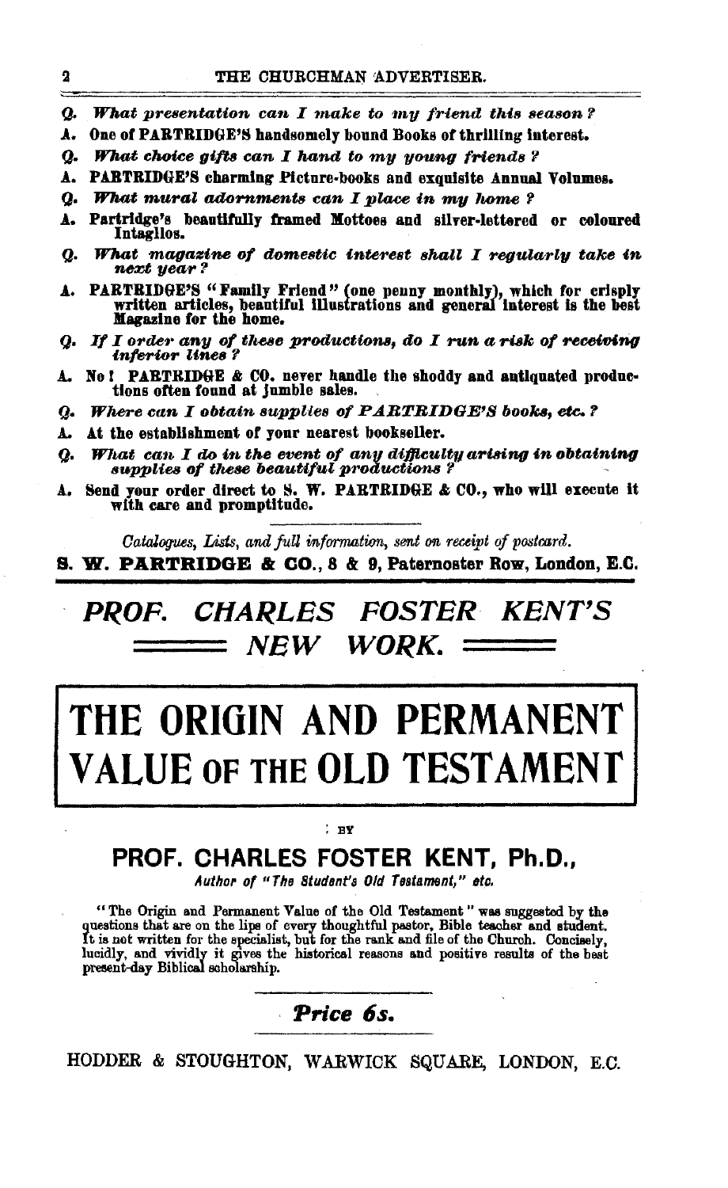*Q. What presentation can I make to my friend this season?*

**A. One of PARTRIDGE'S handsomely bound Books of thrilling interest.**

*Q. What choice gifts can I hand to my young friends?*

**A. PARTRIDGE'S charming Picture-books and exquisite Annual Volumes.**

*Q. What mural adornments can I place in my home?*

**A. Partridge's beautifully framed Mottoes and silver-lettered or coloured Intaglios.**

*Q. What magazine of domestic interest shall I regularly take in next year?*

**A. PARTRIDGE'S "Family Friend" (one penny monthly), which for crisply written articles, beautiful illustrations and general interest is the best Magazine for the home.**

*Q. If I order any of these productions, do I run a risk of receiving inferior lines?*

**A. No! PARTRIDGE & CO. never handle the shoddy and antiquated productions often found at jumble sales.**

*Q. Where can I obtain supplies of PARTRIDGE'S books, etc.?*

**A. At the establishment of your nearest bookseller.**

*Q. What can I do in the event of any difficulty arising in obtaining supplies of these beautiful productions?*

**A. Send your order direct to S. W. PARTRIDGE & CO., who will execute it with care and promptitude.**

*Catalogues, Lists, and full information, sent on receipt of postcard.*

**S. W. PARTRIDGE & CO., 8 & 9, Paternoster Row, London, E.C.**

---

## *PROF. CHARLES FOSTER KENT'S NEW WORK.*

# THE ORIGIN AND PERMANENT VALUE OF THE OLD TESTAMENT

BY

### PROF. CHARLES FOSTER KENT, Ph.D.,

*Author of "The Student's Old Testament," etc.*

"The Origin and Permanent Value of the Old Testament" was suggested by the questions that are on the lips of every thoughtful pastor, Bible teacher and student. It is not written for the specialist, but for the rank and file of the Church. Concisely, lucidly, and vividly it gives the historical reasons and positive results of the best present-day Biblical scholarship.

***Price 6s.***

HODDER & STOUGHTON, WARWICK SQUARE, LONDON, E.C.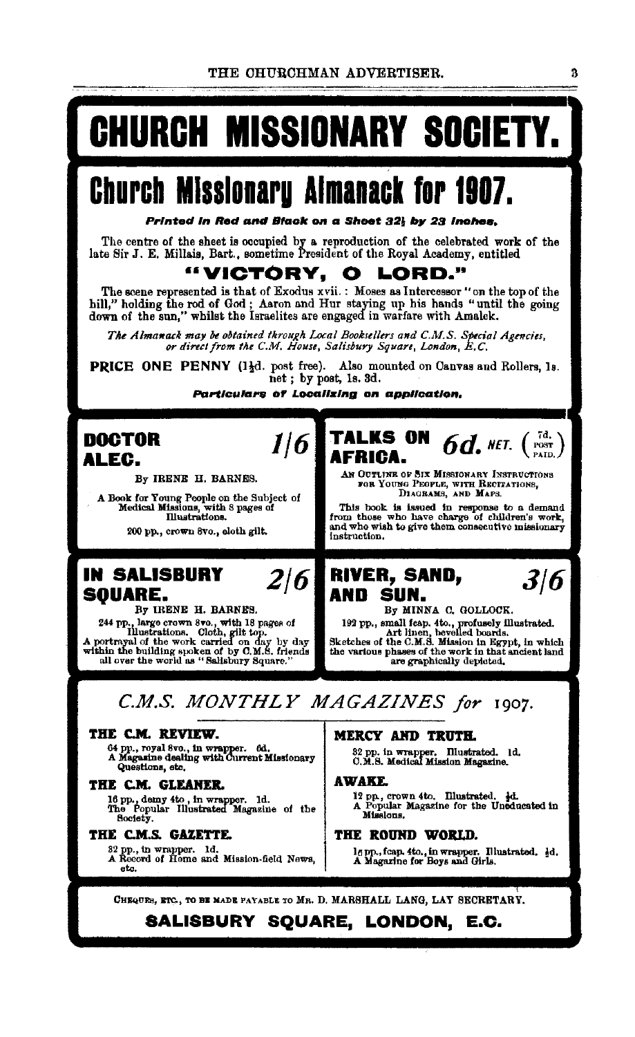# CHURCH MISSIONARY SOCIETY.

## Church Missionary Almanack for 1907.

***Printed in Red and Black on a Sheet 32½ by 23 Inches.***

The centre of the sheet is occupied by a reproduction of the celebrated work of the late Sir J. E. Millais, Bart., sometime President of the Royal Academy, entitled

### "VICTORY, O LORD."

The scene represented is that of Exodus xvii.: Moses as Intercessor "on the top of the hill," holding the rod of God; Aaron and Hur staying up his hands "until the going down of the sun," whilst the Israelites are engaged in warfare with Amalek.

*The Almanack may be obtained through Local Booksellers and C.M.S. Special Agencies, or direct from the C.M. House, Salisbury Square, London, E.C.*

**PRICE ONE PENNY** (1½d. post free). Also mounted on Canvas and Rollers, 1s. net; by post, 1s. 3d.

***Particulars of Localizing on application.***

---

### DOCTOR ALEC. 1/6

By IRENE H. BARNES.

A Book for Young People on the Subject of Medical Missions, with 8 pages of Illustrations.

200 pp., crown 8vo., cloth gilt.

### TALKS ON AFRICA. 6d. NET. (7d. POST PAID.)

AN OUTLINE OF SIX MISSIONARY INSTRUCTIONS FOR YOUNG PEOPLE, WITH RECITATIONS, DIAGRAMS, AND MAPS.

This book is issued in response to a demand from those who have charge of children's work, and who wish to give them consecutive missionary instruction.

### IN SALISBURY SQUARE. 2/6

By IRENE H. BARNES.

244 pp., large crown 8vo., with 18 pages of Illustrations. Cloth, gilt top.

A portrayal of the work carried on day by day within the building spoken of by C.M.S. friends all over the world as "Salisbury Square."

### RIVER, SAND, AND SUN. 3/6

By MINNA C. GOLLOCK.

192 pp., small fcap. 4to., profusely illustrated. Art linen, bevelled boards.

Sketches of the C.M.S. Mission in Egypt, in which the various phases of the work in that ancient land are graphically depicted.

---

## *C.M.S. MONTHLY MAGAZINES for 1907.*

**THE C.M. REVIEW.**

64 pp., royal 8vo., in wrapper. 6d.
A Magazine dealing with Current Missionary Questions, etc.

**THE C.M. GLEANER.**

16 pp., demy 4to, in wrapper. 1d.
The Popular Illustrated Magazine of the Society.

**THE C.M.S. GAZETTE.**

32 pp., in wrapper. 1d.
A Record of Home and Mission-field News, etc.

**MERCY AND TRUTH.**

32 pp. in wrapper. Illustrated. 1d.
C.M.S. Medical Mission Magazine.

**AWAKE.**

12 pp., crown 4to. Illustrated. ½d.
A Popular Magazine for the Uneducated in Missions.

**THE ROUND WORLD.**

16 pp., fcap. 4to., in wrapper. Illustrated. ½d.
A Magazine for Boys and Girls.

---

CHEQUES, ETC., TO BE MADE PAYABLE TO MR. D. MARSHALL LANG, LAY SECRETARY.

**SALISBURY SQUARE, LONDON, E.C.**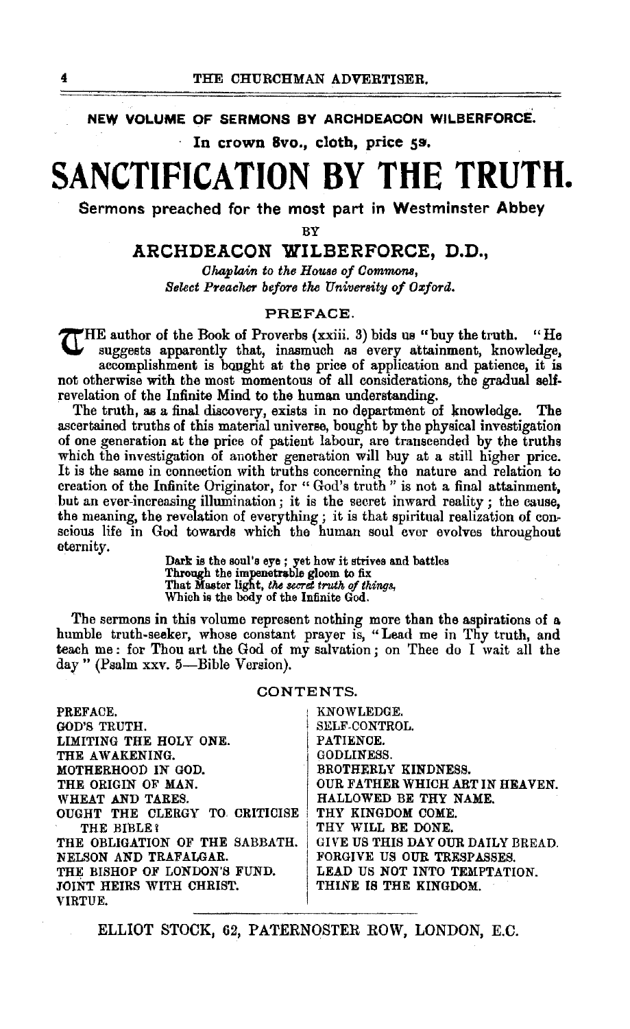**NEW VOLUME OF SERMONS BY ARCHDEACON WILBERFORCE.**

**In crown 8vo., cloth, price 5s.**

# SANCTIFICATION BY THE TRUTH.

**Sermons preached for the most part in Westminster Abbey**

BY

## ARCHDEACON WILBERFORCE, D.D.,

*Chaplain to the House of Commons,*
*Select Preacher before the University of Oxford.*

### PREFACE.

THE author of the Book of Proverbs (xxiii. 3) bids us "buy the truth. "He suggests apparently that, inasmuch as every attainment, knowledge, accomplishment is bought at the price of application and patience, it is not otherwise with the most momentous of all considerations, the gradual self-revelation of the Infinite Mind to the human understanding.

The truth, as a final discovery, exists in no department of knowledge. The ascertained truths of this material universe, bought by the physical investigation of one generation at the price of patient labour, are transcended by the truths which the investigation of another generation will buy at a still higher price. It is the same in connection with truths concerning the nature and relation to creation of the Infinite Originator, for "God's truth" is not a final attainment, but an ever-increasing illumination; it is the secret inward reality; the cause, the meaning, the revelation of everything; it is that spiritual realization of conscious life in God towards which the human soul ever evolves throughout eternity.

> Dark is the soul's eye; yet how it strives and battles
> Through the impenetrable gloom to fix
> That Master light, *the secret truth of things,*
> Which is the body of the Infinite God.

The sermons in this volume represent nothing more than the aspirations of a humble truth-seeker, whose constant prayer is, "Lead me in Thy truth, and teach me: for Thou art the God of my salvation; on Thee do I wait all the day" (Psalm xxv. 5—Bible Version).

### CONTENTS.

- PREFACE.
- GOD'S TRUTH.
- LIMITING THE HOLY ONE.
- THE AWAKENING.
- MOTHERHOOD IN GOD.
- THE ORIGIN OF MAN.
- WHEAT AND TARES.
- OUGHT THE CLERGY TO CRITICISE THE BIBLE?
- THE OBLIGATION OF THE SABBATH.
- NELSON AND TRAFALGAR.
- THE BISHOP OF LONDON'S FUND.
- JOINT HEIRS WITH CHRIST.
- VIRTUE.
- KNOWLEDGE.
- SELF-CONTROL.
- PATIENCE.
- GODLINESS.
- BROTHERLY KINDNESS.
- OUR FATHER WHICH ART IN HEAVEN.
- HALLOWED BE THY NAME.
- THY KINGDOM COME.
- THY WILL BE DONE.
- GIVE US THIS DAY OUR DAILY BREAD.
- FORGIVE US OUR TRESPASSES.
- LEAD US NOT INTO TEMPTATION.
- THINE IS THE KINGDOM.

ELLIOT STOCK, 62, PATERNOSTER ROW, LONDON, E.C.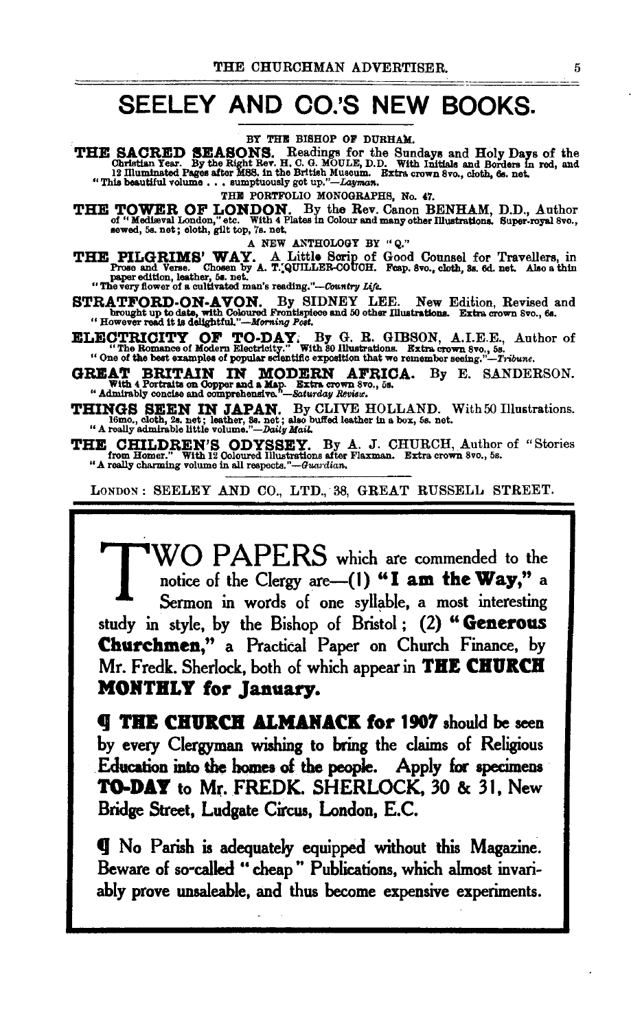# SEELEY AND CO.'S NEW BOOKS.

BY THE BISHOP OF DURHAM.

**THE SACRED SEASONS.** Readings for the Sundays and Holy Days of the Christian Year. By the Right Rev. H. C. G. MOULE, D.D. With Initials and Borders in red, and 12 Illuminated Pages after MSS. in the British Museum. Extra crown 8vo., cloth, 6s. net.
"This beautiful volume . . . sumptuously got up."—*Layman.*

THE PORTFOLIO MONOGRAPHS, No. 47.

**THE TOWER OF LONDON.** By the Rev. Canon BENHAM, D.D., Author of "Mediæval London," etc. With 4 Plates in Colour and many other Illustrations. Super-royal 8vo., sewed, 5s. net; cloth, gilt top, 7s. net.

A NEW ANTHOLOGY BY "Q."

**THE PILGRIMS' WAY.** A Little Scrip of Good Counsel for Travellers, in Prose and Verse. Chosen by A. T. QUILLER-COUCH. Fcap. 8vo., cloth, 3s. 6d. net. Also a thin paper edition, leather, 5s. net.
"The very flower of a cultivated man's reading."—*Country Life.*

**STRATFORD-ON-AVON.** By SIDNEY LEE. New Edition, Revised and brought up to date, with Coloured Frontispiece and 50 other Illustrations. Extra crown 8vo., 6s.
"However read it is delightful."—*Morning Post.*

**ELECTRICITY OF TO-DAY.** By G. R. GIBSON, A.I.E.E., Author of "The Romance of Modern Electricity." With 80 Illustrations. Extra crown 8vo., 5s.
"One of the best examples of popular scientific exposition that we remember seeing."—*Tribune.*

**GREAT BRITAIN IN MODERN AFRICA.** By E. SANDERSON. With 4 Portraits on Copper and a Map. Extra crown 8vo., 5s.
"Admirably concise and comprehensive."—*Saturday Review.*

**THINGS SEEN IN JAPAN.** By CLIVE HOLLAND. With 50 Illustrations. 16mo., cloth, 2s. net; leather, 3s. net; also buffed leather in a box, 5s. net.
"A really admirable little volume."—*Daily Mail.*

**THE CHILDREN'S ODYSSEY.** By A. J. CHURCH, Author of "Stories from Homer." With 12 Coloured Illustrations after Flaxman. Extra crown 8vo., 5s.
"A really charming volume in all respects."—*Guardian.*

LONDON: SEELEY AND CO., LTD., 38, GREAT RUSSELL STREET.

---

TWO PAPERS which are commended to the notice of the Clergy are—(1) **"I am the Way,"** a Sermon in words of one syllable, a most interesting study in style, by the Bishop of Bristol; (2) **"Generous Churchmen,"** a Practical Paper on Church Finance, by Mr. Fredk. Sherlock, both of which appear in **THE CHURCH MONTHLY for January.**

¶ **THE CHURCH ALMANACK for 1907** should be seen by every Clergyman wishing to bring the claims of Religious Education into the homes of the people. Apply for specimens **TO-DAY** to Mr. FREDK. SHERLOCK, 30 & 31, New Bridge Street, Ludgate Circus, London, E.C.

¶ No Parish is adequately equipped without this Magazine. Beware of so-called "cheap" Publications, which almost invariably prove unsaleable, and thus become expensive experiments.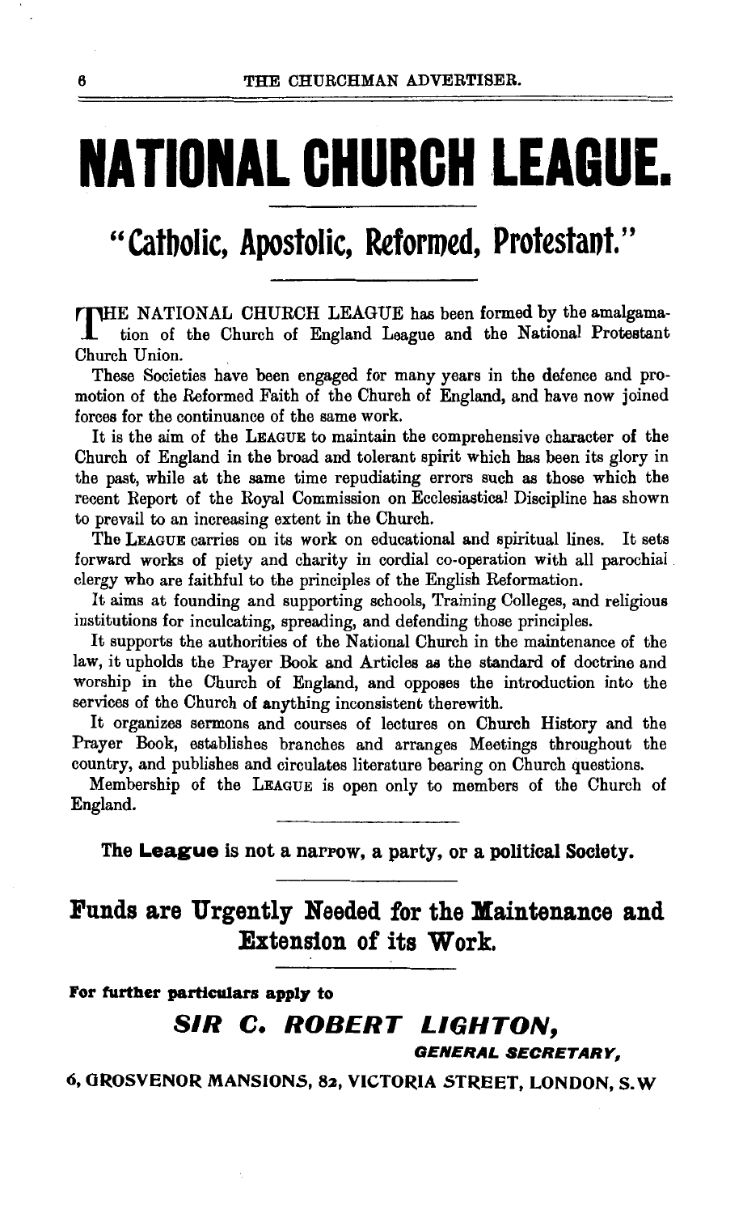# NATIONAL CHURCH LEAGUE.

## "Catholic, Apostolic, Reformed, Protestant."

THE NATIONAL CHURCH LEAGUE has been formed by the amalgamation of the Church of England League and the National Protestant Church Union.

These Societies have been engaged for many years in the defence and promotion of the Reformed Faith of the Church of England, and have now joined forces for the continuance of the same work.

It is the aim of the LEAGUE to maintain the comprehensive character of the Church of England in the broad and tolerant spirit which has been its glory in the past, while at the same time repudiating errors such as those which the recent Report of the Royal Commission on Ecclesiastical Discipline has shown to prevail to an increasing extent in the Church.

The LEAGUE carries on its work on educational and spiritual lines. It sets forward works of piety and charity in cordial co-operation with all parochial clergy who are faithful to the principles of the English Reformation.

It aims at founding and supporting schools, Training Colleges, and religious institutions for inculcating, spreading, and defending those principles.

It supports the authorities of the National Church in the maintenance of the law, it upholds the Prayer Book and Articles as the standard of doctrine and worship in the Church of England, and opposes the introduction into the services of the Church of anything inconsistent therewith.

It organizes sermons and courses of lectures on Church History and the Prayer Book, establishes branches and arranges Meetings throughout the country, and publishes and circulates literature bearing on Church questions.

Membership of the LEAGUE is open only to members of the Church of England.

**The League is not a narrow, a party, or a political Society.**

## Funds are Urgently Needed for the Maintenance and Extension of its Work.

**For further particulars apply to**

***SIR C. ROBERT LIGHTON,***

***GENERAL SECRETARY,***

6, GROSVENOR MANSIONS, 82, VICTORIA STREET, LONDON, S.W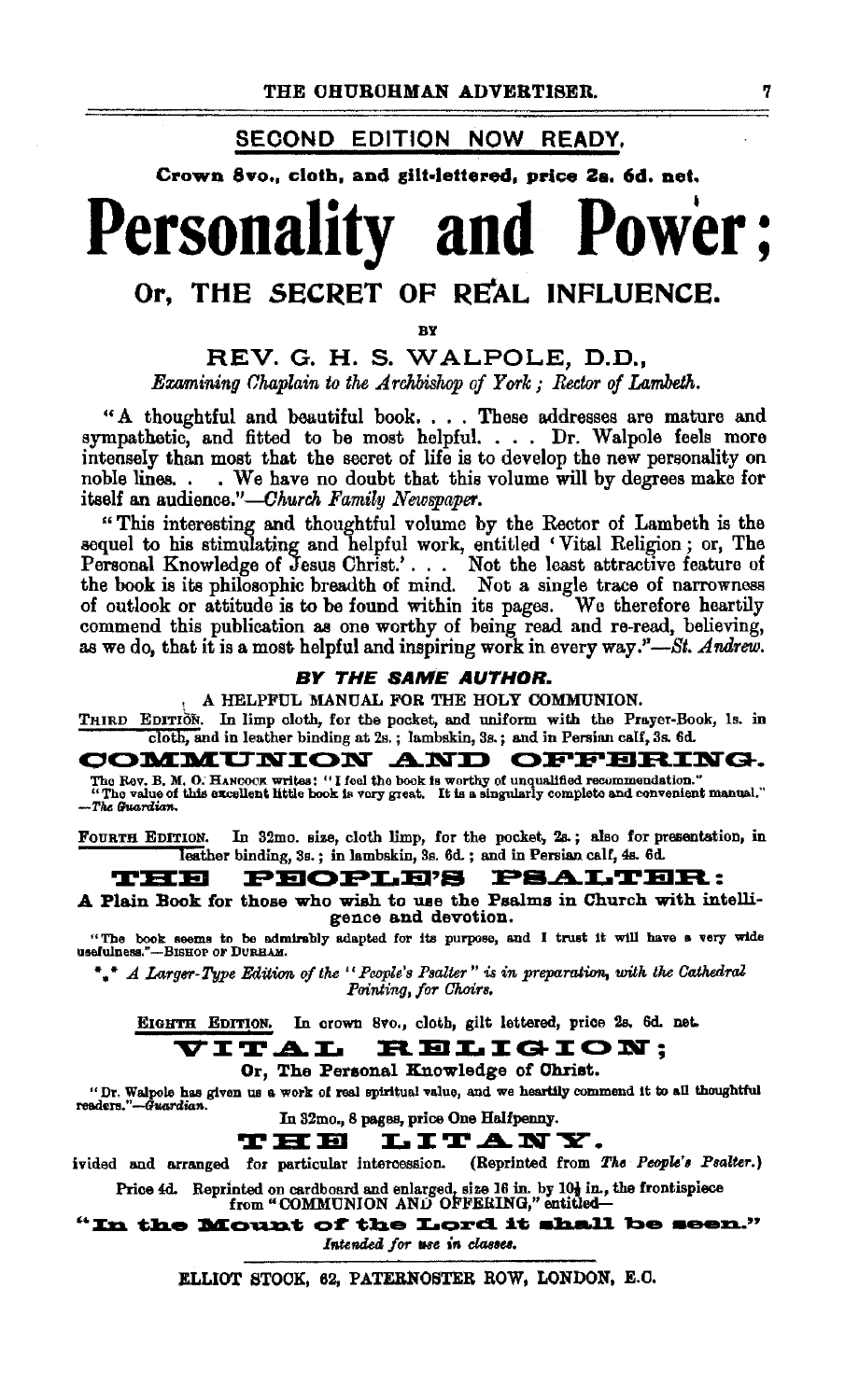SECOND EDITION NOW READY.

**Crown 8vo., cloth, and gilt-lettered, price 2s. 6d. net.**

# Personality and Power;

## Or, THE SECRET OF REAL INFLUENCE.

BY

### REV. G. H. S. WALPOLE, D.D.,

*Examining Chaplain to the Archbishop of York; Rector of Lambeth.*

"A thoughtful and beautiful book. . . . These addresses are mature and sympathetic, and fitted to be most helpful. . . . Dr. Walpole feels more intensely than most that the secret of life is to develop the new personality on noble lines. . . We have no doubt that this volume will by degrees make for itself an audience."—*Church Family Newspaper.*

"This interesting and thoughtful volume by the Rector of Lambeth is the sequel to his stimulating and helpful work, entitled 'Vital Religion; or, The Personal Knowledge of Jesus Christ.' . . . Not the least attractive feature of the book is its philosophic breadth of mind. Not a single trace of narrowness of outlook or attitude is to be found within its pages. We therefore heartily commend this publication as one worthy of being read and re-read, believing, as we do, that it is a most helpful and inspiring work in every way."—*St. Andrew.*

***BY THE SAME AUTHOR.***

A HELPFUL MANUAL FOR THE HOLY COMMUNION.

THIRD EDITION. In limp cloth, for the pocket, and uniform with the Prayer-Book, 1s. in cloth, and in leather binding at 2s.; lambskin, 3s.; and in Persian calf, 3s. 6d.

### COMMUNION AND OFFERING.

The Rev. B. M. O. HANCOCK writes: "I feel the book is worthy of unqualified recommendation."
"The value of this excellent little book is very great. It is a singularly complete and convenient manual." —*The Guardian.*

FOURTH EDITION. In 32mo. size, cloth limp, for the pocket, 2s.; also for presentation, in leather binding, 3s.; in lambskin, 3s. 6d.; and in Persian calf, 4s. 6d.

### THE PEOPLE'S PSALTER:

**A Plain Book for those who wish to use the Psalms in Church with intelligence and devotion.**

"The book seems to be admirably adapted for its purpose, and I trust it will have a very wide usefulness."—BISHOP OF DURHAM.

\*\*\* *A Larger-Type Edition of the "People's Psalter" is in preparation, with the Cathedral Pointing, for Choirs.*

EIGHTH EDITION. In crown 8vo., cloth, gilt lettered, price 2s. 6d. net.

### VITAL RELIGION;

**Or, The Personal Knowledge of Christ.**

"Dr. Walpole has given us a work of real spiritual value, and we heartily commend it to all thoughtful readers."—*Guardian.*

In 32mo., 8 pages, price One Halfpenny.

### THE LITANY.

ivided and arranged for particular intercession. (Reprinted from *The People's Psalter.*)

Price 4d. Reprinted on cardboard and enlarged, size 16 in. by 10½ in., the frontispiece from "COMMUNION AND OFFERING," entitled—

**"In the Mount of the Lord it shall be seen."**

*Intended for use in classes.*

ELLIOT STOCK, 62, PATERNOSTER ROW, LONDON, E.C.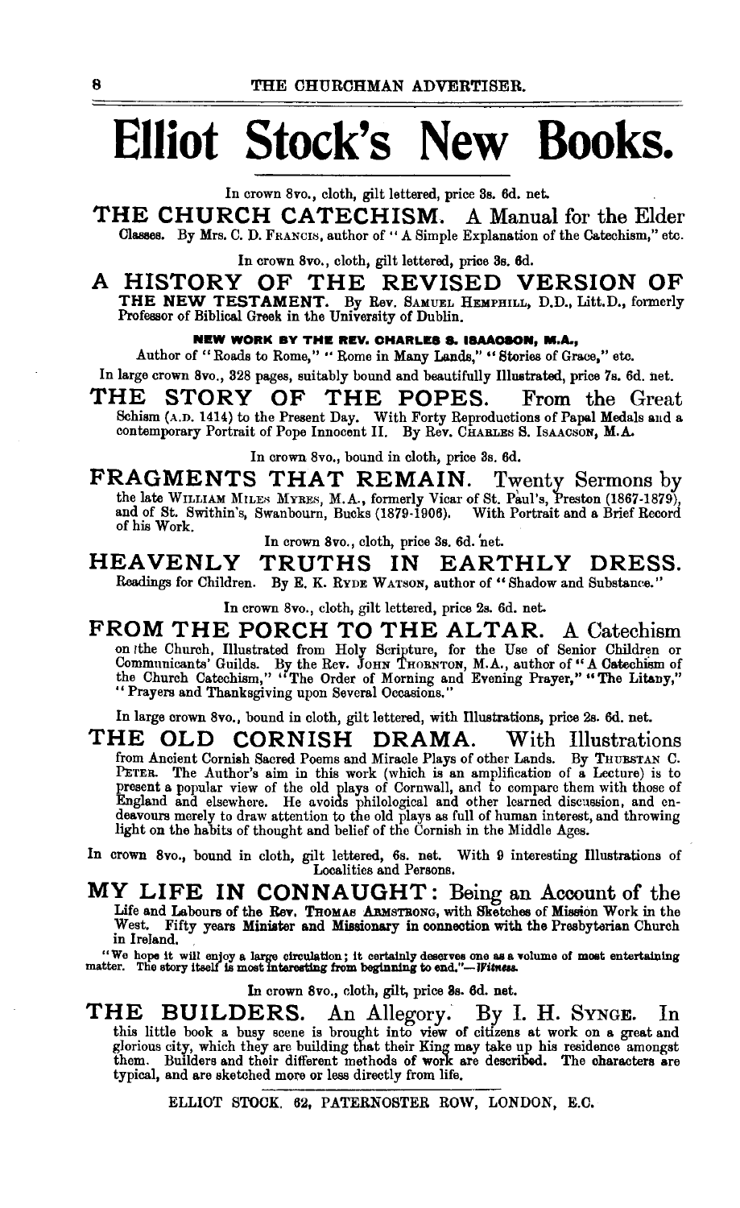# Elliot Stock's New Books.

In crown 8vo., cloth, gilt lettered, price 3s. 6d. net.

**THE CHURCH CATECHISM.** A Manual for the Elder Classes. By Mrs. C. D. FRANCIS, author of "A Simple Explanation of the Catechism," etc.

In crown 8vo., cloth, gilt lettered, price 3s. 6d.

**A HISTORY OF THE REVISED VERSION OF THE NEW TESTAMENT.** By Rev. SAMUEL HEMPHILL, D.D., Litt.D., formerly Professor of Biblical Greek in the University of Dublin.

**NEW WORK BY THE REV. CHARLES S. ISAACSON, M.A.,**

Author of "Roads to Rome," "Rome in Many Lands," "Stories of Grace," etc.

In large crown 8vo., 328 pages, suitably bound and beautifully Illustrated, price 7s. 6d. net.

**THE STORY OF THE POPES.** From the Great Schism (A.D. 1414) to the Present Day. With Forty Reproductions of Papal Medals and a contemporary Portrait of Pope Innocent II. By Rev. CHARLES S. ISAACSON, M.A.

In crown 8vo., bound in cloth, price 3s. 6d.

**FRAGMENTS THAT REMAIN.** Twenty Sermons by the late WILLIAM MILES MYRES, M.A., formerly Vicar of St. Paul's, Preston (1867-1879), and of St. Swithin's, Swanbourn, Bucks (1879-1906). With Portrait and a Brief Record of his Work.

In crown 8vo., cloth, price 3s. 6d. net.

**HEAVENLY TRUTHS IN EARTHLY DRESS.** Readings for Children. By E. K. RYDE WATSON, author of "Shadow and Substance."

In crown 8vo., cloth, gilt lettered, price 2s. 6d. net.

**FROM THE PORCH TO THE ALTAR.** A Catechism on the Church, Illustrated from Holy Scripture, for the Use of Senior Children or Communicants' Guilds. By the Rev. JOHN THORNTON, M.A., author of "A Catechism of the Church Catechism," "The Order of Morning and Evening Prayer," "The Litany," "Prayers and Thanksgiving upon Several Occasions."

In large crown 8vo., bound in cloth, gilt lettered, with Illustrations, price 2s. 6d. net.

**THE OLD CORNISH DRAMA.** With Illustrations from Ancient Cornish Sacred Poems and Miracle Plays of other Lands. By THURSTAN C. PETER. The Author's aim in this work (which is an amplification of a Lecture) is to present a popular view of the old plays of Cornwall, and to compare them with those of England and elsewhere. He avoids philological and other learned discussion, and endeavours merely to draw attention to the old plays as full of human interest, and throwing light on the habits of thought and belief of the Cornish in the Middle Ages.

In crown 8vo., bound in cloth, gilt lettered, 6s. net. With 9 interesting Illustrations of Localities and Persons.

**MY LIFE IN CONNAUGHT:** Being an Account of the Life and Labours of the **Rev. THOMAS ARMSTRONG**, with Sketches of Mission Work in the West. Fifty years Minister and Missionary in connection with the Presbyterian Church in Ireland.

"We hope it will enjoy a large circulation; it certainly deserves one as a volume of most entertaining matter. The story itself is most interesting from beginning to end."—*Witness.*

In crown 8vo., cloth, gilt, price 3s. 6d. net.

**THE BUILDERS.** An Allegory. By I. H. SYNGE. In this little book a busy scene is brought into view of citizens at work on a great and glorious city, which they are building that their King may take up his residence amongst them. Builders and their different methods of work are described. The characters are typical, and are sketched more or less directly from life.

ELLIOT STOCK, 62, PATERNOSTER ROW, LONDON, E.C.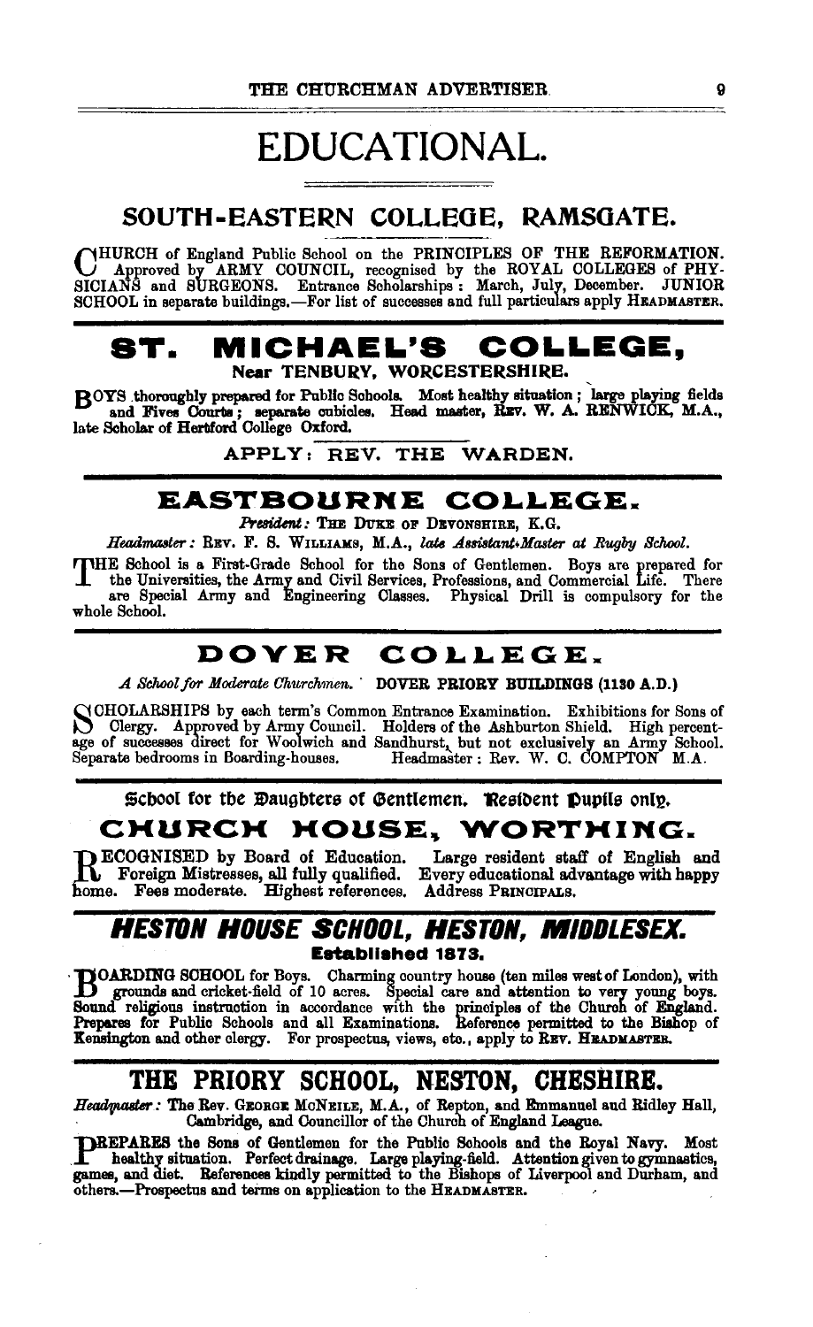# EDUCATIONAL.

## SOUTH-EASTERN COLLEGE, RAMSGATE.

CHURCH of England Public School on the PRINCIPLES OF THE REFORMATION. Approved by ARMY COUNCIL, recognised by the ROYAL COLLEGES of PHYSICIANS and SURGEONS. Entrance Scholarships: March, July, December. JUNIOR SCHOOL in separate buildings.—For list of successes and full particulars apply HEADMASTER.

## ST. MICHAEL'S COLLEGE,

**Near TENBURY, WORCESTERSHIRE.**

BOYS thoroughly prepared for Public Schools. Most healthy situation; large playing fields and Fives Courts; separate cubicles. Head master, REV. W. A. RENWICK, M.A., late Scholar of Hertford College Oxford.

**APPLY: REV. THE WARDEN.**

## EASTBOURNE COLLEGE.

*President:* THE DUKE OF DEVONSHIRE, K.G.

*Headmaster:* REV. F. S. WILLIAMS, M.A., *late Assistant-Master at Rugby School.*

THE School is a First-Grade School for the Sons of Gentlemen. Boys are prepared for the Universities, the Army and Civil Services, Professions, and Commercial Life. There are Special Army and Engineering Classes. Physical Drill is compulsory for the whole School.

## DOVER COLLEGE.

*A School for Moderate Churchmen.* **DOVER PRIORY BUILDINGS (1130 A.D.)**

SCHOLARSHIPS by each term's Common Entrance Examination. Exhibitions for Sons of Clergy. Approved by Army Council. Holders of the Ashburton Shield. High percentage of successes direct for Woolwich and Sandhurst, but not exclusively an Army School. Separate bedrooms in Boarding-houses. Headmaster: Rev. W. C. COMPTON M.A.

School for the Daughters of Gentlemen. Resident Pupils only.

## CHURCH HOUSE, WORTHING.

RECOGNISED by Board of Education. Large resident staff of English and Foreign Mistresses, all fully qualified. Every educational advantage with happy home. Fees moderate. Highest references. Address PRINCIPALS.

## *HESTON HOUSE SCHOOL, HESTON, MIDDLESEX.*

**Established 1873.**

BOARDING SCHOOL for Boys. Charming country house (ten miles west of London), with grounds and cricket-field of 10 acres. Special care and attention to very young boys. Sound religious instruction in accordance with the principles of the Church of England. Prepares for Public Schools and all Examinations. Reference permitted to the Bishop of Kensington and other clergy. For prospectus, views, etc., apply to REV. HEADMASTER.

## THE PRIORY SCHOOL, NESTON, CHESHIRE.

*Headmaster:* The Rev. GEORGE MCNEILE, M.A., of Repton, and Emmanuel and Ridley Hall, Cambridge, and Councillor of the Church of England League.

PREPARES the Sons of Gentlemen for the Public Schools and the Royal Navy. Most healthy situation. Perfect drainage. Large playing-field. Attention given to gymnastics, games, and diet. References kindly permitted to the Bishops of Liverpool and Durham, and others.—Prospectus and terms on application to the HEADMASTER.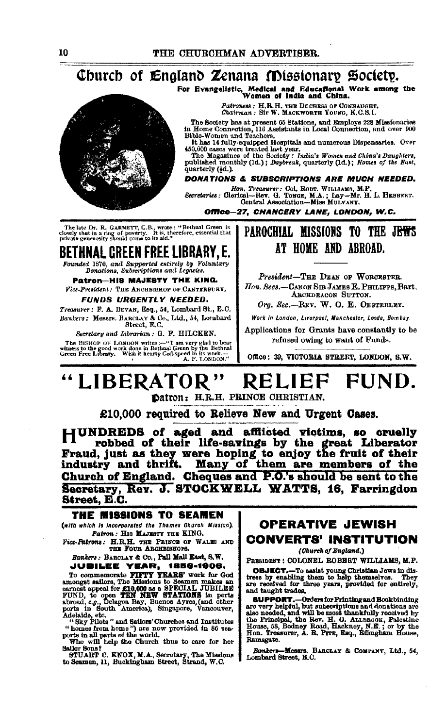# Church of England Zenana Missionary Society.

**For Evangelistic, Medical and Educational Work among the Women of India and China.**

*Patroness:* H.R.H. THE DUCHESS OF CONNAUGHT.
*Chairman:* Sir W. MACKWORTH YOUNG, K.C.S.I.

The Society has at present 65 Stations, and Employs 228 Missionaries in Home Connection, 116 Assistants in Local Connection, and over 900 Bible-Women and Teachers.

It has 14 fully-equipped Hospitals and numerous Dispensaries. Over 450,000 cases were treated last year.

The Magazines of the Society: *India's Women and China's Daughters*, published monthly (1d.); *Daybreak*, quarterly (1d.); *Homes of the East*, quarterly (½d.).

**DONATIONS & SUBSCRIPTIONS ARE MUCH NEEDED.**

*Hon. Treasurer:* Col. ROBT. WILLIAMS, M.P.
*Secretaries:* Clerical—Rev. G. TONGE, M.A.; Lay—Mr. H. L. HEBBERT.
Central Association—Miss MULVANY.

**Office—27, CHANCERY LANE, LONDON, W.C.**

---

The late Dr. R. GARNETT, C.B., wrote: "Bethnal Green is closely shut in a ring of poverty. It is, therefore, essential that private generosity should come to its aid."

## BETHNAL GREEN FREE LIBRARY, E.

*Founded 1876, and Supported entirely by Voluntary Donations, Subscriptions and Legacies.*

**Patron—HIS MAJESTY THE KING.**

*Vice-President:* THE ARCHBISHOP OF CANTERBURY.

**FUNDS URGENTLY NEEDED.**

*Treasurer:* F. A. BEVAN, Esq., 54, Lombard St., E.C.
*Bankers:* Messrs. BARCLAY & Co., Ltd., 54, Lombard Street, E.C.

*Secretary and Librarian:* G. F. HILCKEN.

The BISHOP OF LONDON writes:—"I am very glad to bear witness to the good work done in Bethnal Green by the Bethnal Green Free Library. Wish it hearty God-speed in its work.— A. F. LONDON."

---

## PAROCHIAL MISSIONS TO THE JEWS AT HOME AND ABROAD.

*President*—THE DEAN OF WORCESTER.
*Hon. Secs.*—CANON SIR JAMES E. PHILIPPS, Bart.
ARCHDEACON SUTTON.
*Org. Sec.*—REV. W. O. E. OESTERLEY.

*Work in London, Liverpool, Manchester, Leeds, Bombay.*

Applications for Grants have constantly to be refused owing to want of Funds.

Office: 39, VICTORIA STREET, LONDON, S.W.

---

# "LIBERATOR" RELIEF FUND.

**Patron: H.R.H. PRINCE CHRISTIAN.**

**£10,000 required to Relieve New and Urgent Cases.**

**HUNDREDS of aged and afflicted victims, so cruelly robbed of their life-savings by the great Liberator Fraud, just as they were hoping to enjoy the fruit of their industry and thrift. Many of them are members of the Church of England. Cheques and P.O.'s should be sent to the Secretary, Rev. J. STOCKWELL WATTS, 16, Farringdon Street, E.C.**

---

## THE MISSIONS TO SEAMEN

*(with which is incorporated the Thames Church Mission).*

*Patron:* HIS MAJESTY THE KING.
*Vice-Patrons:* H.R.H. THE PRINCE OF WALES AND THE FOUR ARCHBISHOPS.

*Bankers:* BARCLAY & Co., Pall Mall East, S.W.

**JUBILEE YEAR, 1856-1906.**

To commemorate **FIFTY YEARS'** work for God amongst sailors, The Missions to Seamen makes an earnest appeal for **£10,000** as a **SPECIAL JUBILEE FUND**, to open **TEN NEW STATIONS** in ports abroad, *e.g.*, Delagoa Bay, Buenos Ayres, (and other ports in South America), Singapore, Vancouver, Adelaide, etc.

"Sky Pilots" and Sailors' Churches and Institutes "homes from home") are now provided in 86 seaports in all parts of the world.

Who will help the Church thus to care for her Sailor Sons?

STUART C. KNOX, M.A., Secretary, The Missions to Seamen, 11, Buckingham Street, Strand, W.C.

---

## OPERATIVE JEWISH CONVERTS' INSTITUTION

*(Church of England.)*

PRESIDENT: COLONEL ROBERT WILLIAMS, M.P.

**OBJECT.**—To assist young Christian Jews in distress by enabling them to help themselves. They are received for three years, provided for entirely, and taught trades.

**SUPPORT.**—Orders for Printing and Bookbinding are very helpful, but subscriptions and donations are also needed, and will be most thankfully received by the Principal, the Rev. H. O. ALLBROOK, Palestine House, 58, Bodney Road, Hackney, N.E.; or by the Hon. Treasurer, A. R. PITE, Esq., Effingham House, Ramsgate.

*Bankers*—Messrs. BARCLAY & COMPANY, Ltd., 54, Lombard Street, E.C.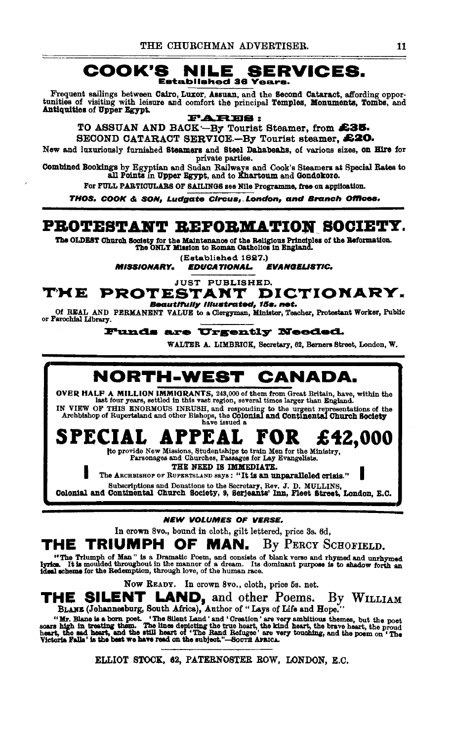# COOK'S NILE SERVICES.

**Established 36 Years.**

Frequent sailings between Cairo, Luxor, Assuan, and the **Second Cataract**, affording opportunities of visiting with leisure and comfort the principal **Temples, Monuments, Tombs**, and **Antiquities** of **Upper Egypt**.

**FARES:**

TO ASSUAN AND BACK.—By Tourist Steamer, from **£35.**

SECOND CATARACT SERVICE.—By Tourist steamer, **£20.**

New and luxuriously furnished **Steamers** and **Steel Dahabeahs**, of various sizes, **on Hire** for private parties.

**Combined Bookings** by Egyptian and Sudan Railways and Cook's Steamers at Special Rates to **all Points** in **Upper Egypt**, and to **Khartoum** and **Gondokoro.**

For **FULL PARTICULARS OF SAILINGS** see **Nile Programme, free** on application.

***THOS. COOK & SON, Ludgate Circus, London, and Branch Offices.***

---

# PROTESTANT REFORMATION SOCIETY.

**The OLDEST Church Society for the Maintenance of the Religious Principles of the Reformation. The ONLY Mission to Roman Catholics in England.**

(Established 1827.)

***MISSIONARY. EDUCATIONAL. EVANGELISTIC.***

JUST PUBLISHED.

## THE PROTESTANT DICTIONARY.

***Beautifully Illustrated, 15s. net.***

Of **REAL AND PERMANENT VALUE** to a **Clergyman, Minister, Teacher, Protestant Worker, Public** or **Parochial Library.**

**Funds are Urgently Needed.**

WALTER A. LIMBRICK, Secretary, 62, Berners Street, London, W.

---

# NORTH-WEST CANADA.

**OVER HALF A MILLION IMMIGRANTS,** 243,000 of them from Great Britain, have, within the last four years, settled in this vast region, several times larger than England.

**IN VIEW OF THIS ENORMOUS INRUSH,** and responding to the urgent representations of the Archbishop of Rupertsland and other Bishops, the **Colonial and Continental Church Society** have issued a

## SPECIAL APPEAL FOR £42,000

to provide New Missions, Studentships to train Men for the Ministry, Parsonages and Churches, Passages for Lay Evangelists.

**THE NEED IS IMMEDIATE.**

The ARCHBISHOP OF RUPERTSLAND says: **"It is an unparalleled crisis."**

Subscriptions and Donations to the Secretary, Rev. J. D. MULLINS,
**Colonial and Continental Church Society, 9, Serjeants' Inn, Fleet Street, London, E.C.**

---

***NEW VOLUMES OF VERSE.***

In crown 8vo., bound in cloth, gilt lettered, price 3s. 6d,

## THE TRIUMPH OF MAN. By PERCY SCHOFIELD.

"The Triumph of Man" is a Dramatic Poem, and consists of blank verse and rhymed and unrhymed lyrics. It is moulded throughout in the manner of a dream. Its dominant purpose is to shadow forth an ideal scheme for the Redemption, through love, of the human race.

Now READY. In crown 8vo., cloth, price 5s. net.

## THE SILENT LAND, and other Poems. By WILLIAM BLANE (Johannesburg, South Africa), Author of "Lays of Life and Hope."

"Mr. Blane is a born poet. 'The Silent Land' and 'Creation' are very ambitious themes, but the poet soars high in treating them. The lines depicting the true heart, the kind heart, the brave heart, the proud heart, the sad heart, and the still heart of 'The Rand Refugee' are very touching, and the poem on 'The Victoria Falls' is the best we have read on the subject."—SOUTH AFRICA.

---

ELLIOT STOCK, 62, PATERNOSTER ROW, LONDON, E.C.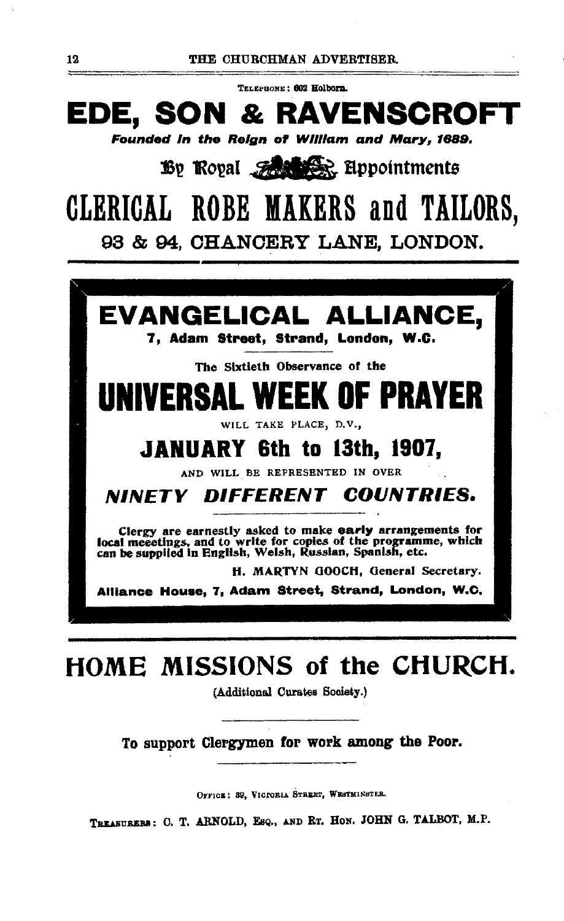TELEPHONE: 602 Holborn.

# EDE, SON & RAVENSCROFT

***Founded in the Reign of William and Mary, 1689.***

By Royal Appointments

# CLERICAL ROBE MAKERS and TAILORS,

## 93 & 94, CHANCERY LANE, LONDON.

---

# EVANGELICAL ALLIANCE,

**7, Adam Street, Strand, London, W.C.**

The Sixtieth Observance of the

# UNIVERSAL WEEK OF PRAYER

WILL TAKE PLACE, D.V.,

## JANUARY 6th to 13th, 1907,

AND WILL BE REPRESENTED IN OVER

***NINETY DIFFERENT COUNTRIES.***

Clergy are earnestly asked to make **early** arrangements for local meeetings, and to write for copies of the programme, which can be supplied in English, Welsh, Russian, Spanish, etc.

H. MARTYN GOOCH, General Secretary.

**Alliance House, 7, Adam Street, Strand, London, W.C.**

---

# HOME MISSIONS of the CHURCH.

(Additional Curates Society.)

**To support Clergymen for work among the Poor.**

OFFICE: 39, VICTORIA STREET, WESTMINSTER.

TREASURERS: C. T. ARNOLD, ESQ., AND RT. HON. JOHN G. TALBOT, M.P.